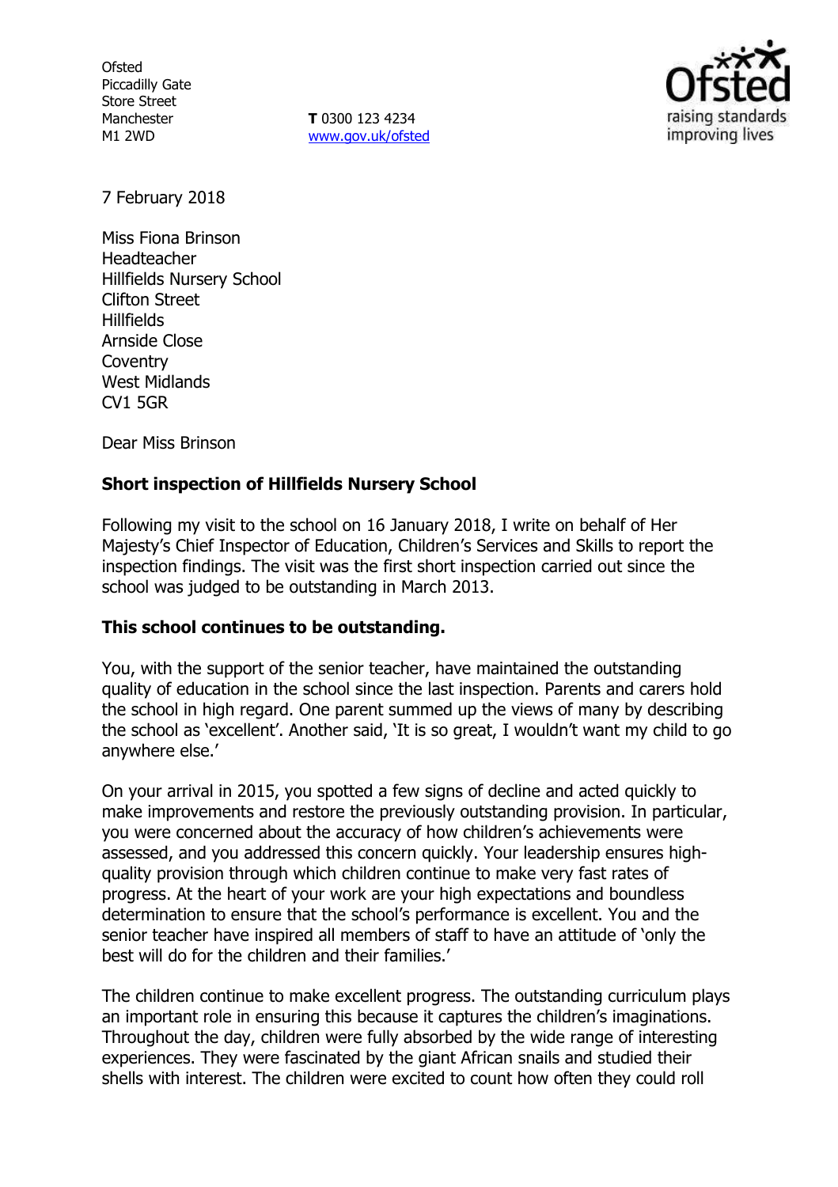Ofsted
Piccadilly Gate
Store Street
Manchester
M1 2WD

**T** 0300 123 4234
www.gov.uk/ofsted

7 February 2018

Miss Fiona Brinson
Headteacher
Hillfields Nursery School
Clifton Street
Hillfields
Arnside Close
Coventry
West Midlands
CV1 5GR

Dear Miss Brinson

**Short inspection of Hillfields Nursery School**

Following my visit to the school on 16 January 2018, I write on behalf of Her Majesty's Chief Inspector of Education, Children's Services and Skills to report the inspection findings. The visit was the first short inspection carried out since the school was judged to be outstanding in March 2013.

**This school continues to be outstanding.**

You, with the support of the senior teacher, have maintained the outstanding quality of education in the school since the last inspection. Parents and carers hold the school in high regard. One parent summed up the views of many by describing the school as 'excellent'. Another said, 'It is so great, I wouldn't want my child to go anywhere else.'

On your arrival in 2015, you spotted a few signs of decline and acted quickly to make improvements and restore the previously outstanding provision. In particular, you were concerned about the accuracy of how children's achievements were assessed, and you addressed this concern quickly. Your leadership ensures high-quality provision through which children continue to make very fast rates of progress. At the heart of your work are your high expectations and boundless determination to ensure that the school's performance is excellent. You and the senior teacher have inspired all members of staff to have an attitude of 'only the best will do for the children and their families.'

The children continue to make excellent progress. The outstanding curriculum plays an important role in ensuring this because it captures the children's imaginations. Throughout the day, children were fully absorbed by the wide range of interesting experiences. They were fascinated by the giant African snails and studied their shells with interest. The children were excited to count how often they could roll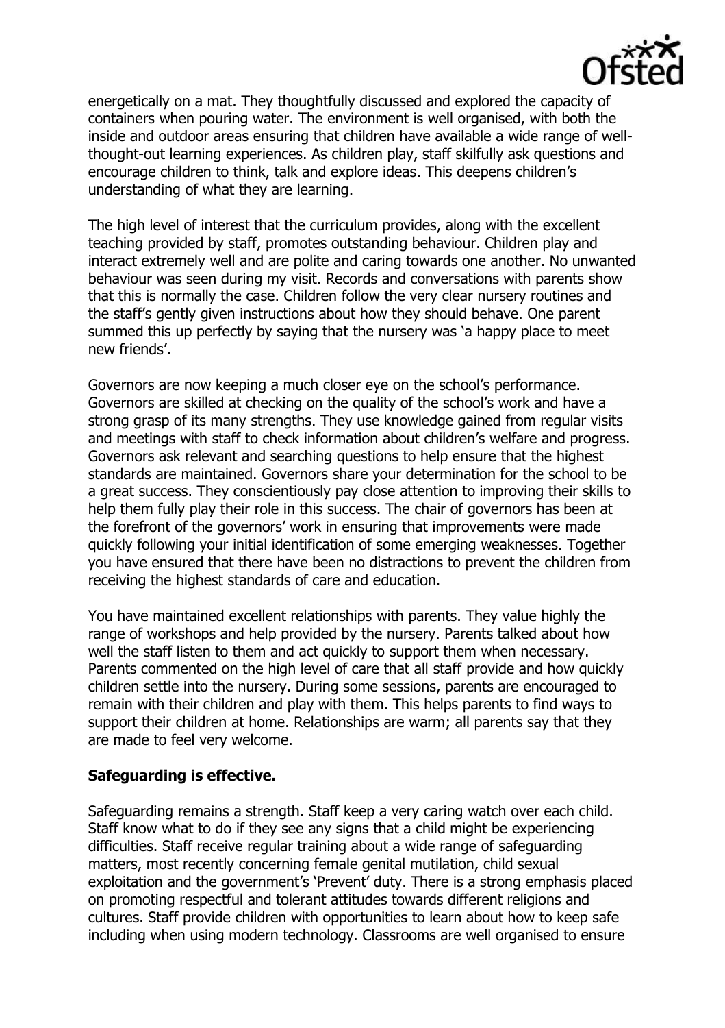energetically on a mat. They thoughtfully discussed and explored the capacity of containers when pouring water. The environment is well organised, with both the inside and outdoor areas ensuring that children have available a wide range of well-thought-out learning experiences. As children play, staff skilfully ask questions and encourage children to think, talk and explore ideas. This deepens children's understanding of what they are learning.

The high level of interest that the curriculum provides, along with the excellent teaching provided by staff, promotes outstanding behaviour. Children play and interact extremely well and are polite and caring towards one another. No unwanted behaviour was seen during my visit. Records and conversations with parents show that this is normally the case. Children follow the very clear nursery routines and the staff's gently given instructions about how they should behave. One parent summed this up perfectly by saying that the nursery was 'a happy place to meet new friends'.

Governors are now keeping a much closer eye on the school's performance. Governors are skilled at checking on the quality of the school's work and have a strong grasp of its many strengths. They use knowledge gained from regular visits and meetings with staff to check information about children's welfare and progress. Governors ask relevant and searching questions to help ensure that the highest standards are maintained. Governors share your determination for the school to be a great success. They conscientiously pay close attention to improving their skills to help them fully play their role in this success. The chair of governors has been at the forefront of the governors' work in ensuring that improvements were made quickly following your initial identification of some emerging weaknesses. Together you have ensured that there have been no distractions to prevent the children from receiving the highest standards of care and education.

You have maintained excellent relationships with parents. They value highly the range of workshops and help provided by the nursery. Parents talked about how well the staff listen to them and act quickly to support them when necessary. Parents commented on the high level of care that all staff provide and how quickly children settle into the nursery. During some sessions, parents are encouraged to remain with their children and play with them. This helps parents to find ways to support their children at home. Relationships are warm; all parents say that they are made to feel very welcome.

**Safeguarding is effective.**

Safeguarding remains a strength. Staff keep a very caring watch over each child. Staff know what to do if they see any signs that a child might be experiencing difficulties. Staff receive regular training about a wide range of safeguarding matters, most recently concerning female genital mutilation, child sexual exploitation and the government's 'Prevent' duty. There is a strong emphasis placed on promoting respectful and tolerant attitudes towards different religions and cultures. Staff provide children with opportunities to learn about how to keep safe including when using modern technology. Classrooms are well organised to ensure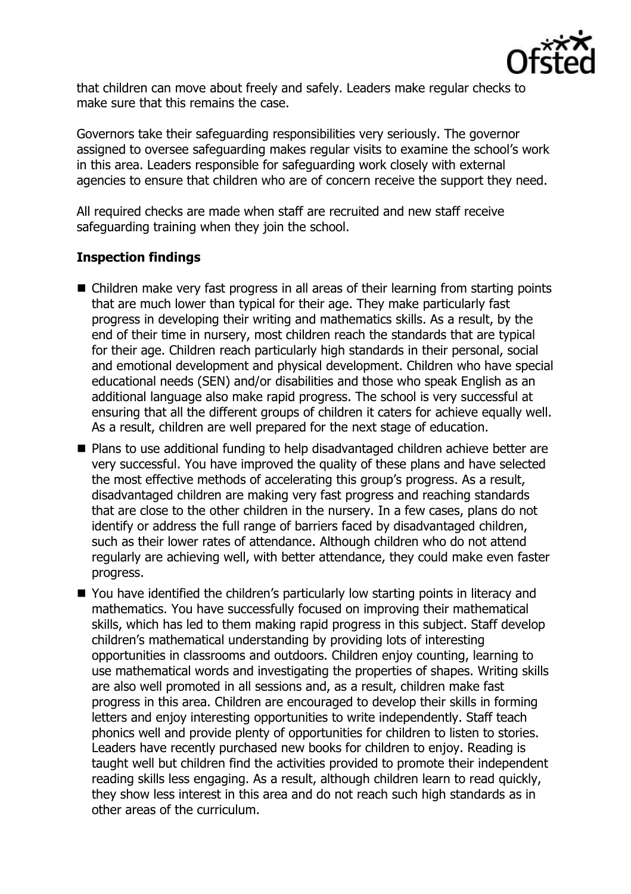that children can move about freely and safely. Leaders make regular checks to make sure that this remains the case.

Governors take their safeguarding responsibilities very seriously. The governor assigned to oversee safeguarding makes regular visits to examine the school's work in this area. Leaders responsible for safeguarding work closely with external agencies to ensure that children who are of concern receive the support they need.

All required checks are made when staff are recruited and new staff receive safeguarding training when they join the school.

## Inspection findings

- Children make very fast progress in all areas of their learning from starting points that are much lower than typical for their age. They make particularly fast progress in developing their writing and mathematics skills. As a result, by the end of their time in nursery, most children reach the standards that are typical for their age. Children reach particularly high standards in their personal, social and emotional development and physical development. Children who have special educational needs (SEN) and/or disabilities and those who speak English as an additional language also make rapid progress. The school is very successful at ensuring that all the different groups of children it caters for achieve equally well. As a result, children are well prepared for the next stage of education.
- Plans to use additional funding to help disadvantaged children achieve better are very successful. You have improved the quality of these plans and have selected the most effective methods of accelerating this group's progress. As a result, disadvantaged children are making very fast progress and reaching standards that are close to the other children in the nursery. In a few cases, plans do not identify or address the full range of barriers faced by disadvantaged children, such as their lower rates of attendance. Although children who do not attend regularly are achieving well, with better attendance, they could make even faster progress.
- You have identified the children's particularly low starting points in literacy and mathematics. You have successfully focused on improving their mathematical skills, which has led to them making rapid progress in this subject. Staff develop children's mathematical understanding by providing lots of interesting opportunities in classrooms and outdoors. Children enjoy counting, learning to use mathematical words and investigating the properties of shapes. Writing skills are also well promoted in all sessions and, as a result, children make fast progress in this area. Children are encouraged to develop their skills in forming letters and enjoy interesting opportunities to write independently. Staff teach phonics well and provide plenty of opportunities for children to listen to stories. Leaders have recently purchased new books for children to enjoy. Reading is taught well but children find the activities provided to promote their independent reading skills less engaging. As a result, although children learn to read quickly, they show less interest in this area and do not reach such high standards as in other areas of the curriculum.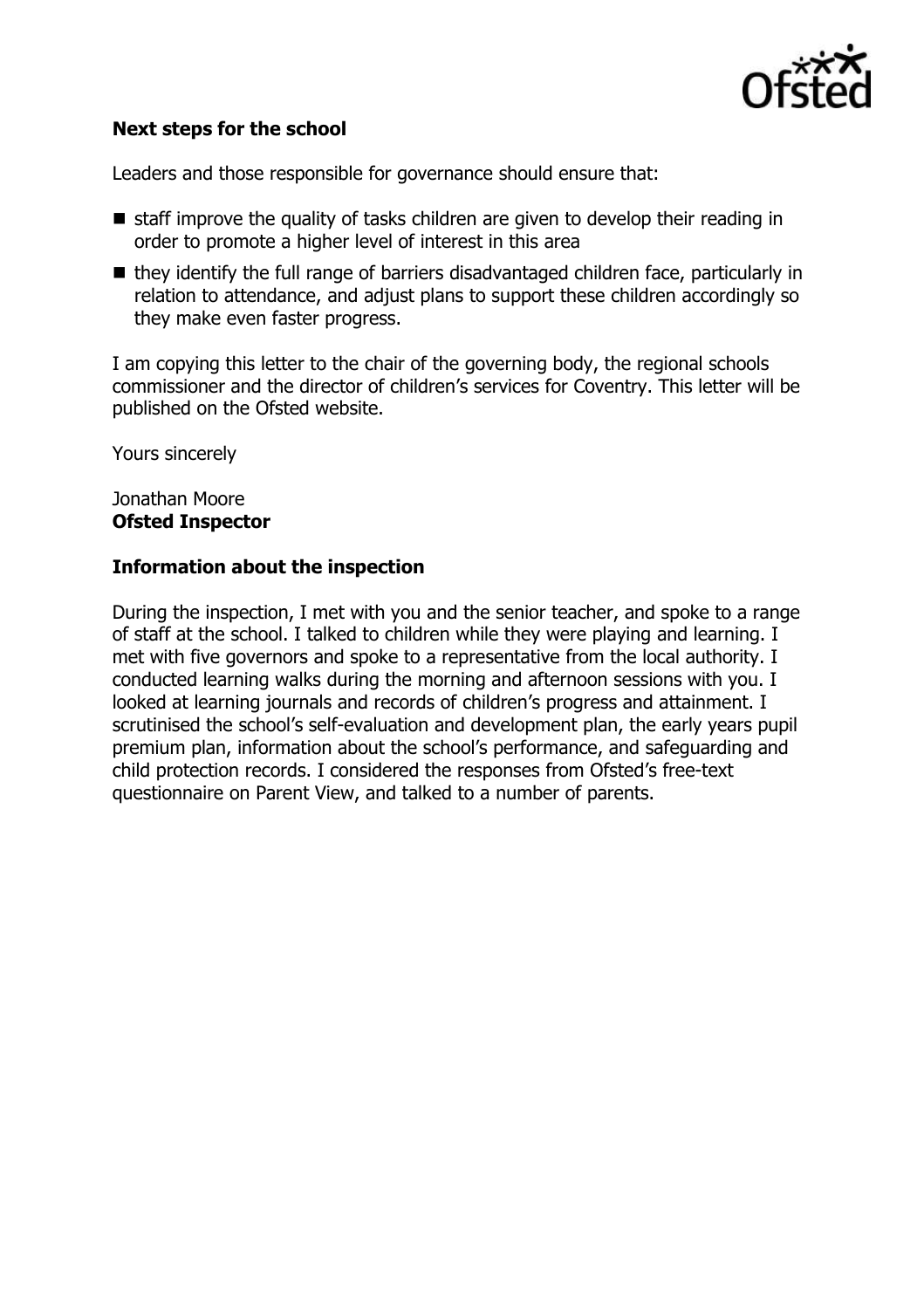**Next steps for the school**

Leaders and those responsible for governance should ensure that:

- staff improve the quality of tasks children are given to develop their reading in order to promote a higher level of interest in this area
- they identify the full range of barriers disadvantaged children face, particularly in relation to attendance, and adjust plans to support these children accordingly so they make even faster progress.

I am copying this letter to the chair of the governing body, the regional schools commissioner and the director of children's services for Coventry. This letter will be published on the Ofsted website.

Yours sincerely

Jonathan Moore
**Ofsted Inspector**

**Information about the inspection**

During the inspection, I met with you and the senior teacher, and spoke to a range of staff at the school. I talked to children while they were playing and learning. I met with five governors and spoke to a representative from the local authority. I conducted learning walks during the morning and afternoon sessions with you. I looked at learning journals and records of children's progress and attainment. I scrutinised the school's self-evaluation and development plan, the early years pupil premium plan, information about the school's performance, and safeguarding and child protection records. I considered the responses from Ofsted's free-text questionnaire on Parent View, and talked to a number of parents.